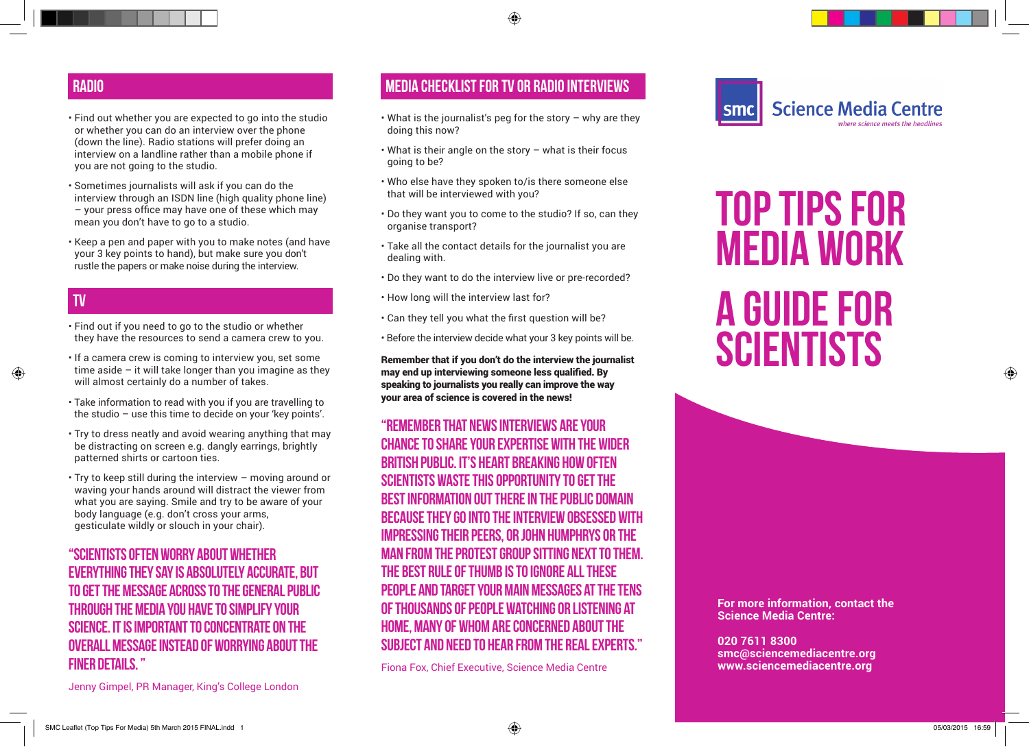## RADIO

- Find out whether you are expected to go into the studio or whether you can do an interview over the phone (down the line). Radio stations will prefer doing an interview on a landline rather than a mobile phone if you are not going to the studio.
- Sometimes journalists will ask if you can do the interview through an ISDN line (high quality phone line) – your press office may have one of these which may mean you don't have to go to a studio.
- Keep a pen and paper with you to make notes (and have your 3 key points to hand), but make sure you don't rustle the papers or make noise during the interview.

## TV

- Find out if you need to go to the studio or whether they have the resources to send a camera crew to you.
- If a camera crew is coming to interview you, set some time aside – it will take longer than you imagine as they will almost certainly do a number of takes.
- Take information to read with you if you are travelling to the studio – use this time to decide on your 'key points'.
- Try to dress neatly and avoid wearing anything that may be distracting on screen e.g. dangly earrings, brightly patterned shirts or cartoon ties.
- Try to keep still during the interview – moving around or waving your hands around will distract the viewer from what you are saying. Smile and try to be aware of your body language (e.g. don't cross your arms, gesticulate wildly or slouch in your chair).

**"SCIENTISTS OFTEN WORRY ABOUT WHETHER EVERYTHING THEY SAY IS ABSOLUTELY ACCURATE, BUT TO GET THE MESSAGE ACROSS TO THE GENERAL PUBLIC THROUGH THE MEDIA YOU HAVE TO SIMPLIFY YOUR SCIENCE. IT IS IMPORTANT TO CONCENTRATE ON THE OVERALL MESSAGE INSTEAD OF WORRYING ABOUT THE FINER DETAILS."**

Jenny Gimpel, PR Manager, King's College London

## MEDIA CHECKLIST FOR TV OR RADIO INTERVIEWS

- What is the journalist's peg for the story – why are they doing this now?
- What is their angle on the story – what is their focus going to be?
- Who else have they spoken to/is there someone else that will be interviewed with you?
- Do they want you to come to the studio? If so, can they organise transport?
- Take all the contact details for the journalist you are dealing with.
- Do they want to do the interview live or pre-recorded?
- How long will the interview last for?
- Can they tell you what the first question will be?
- Before the interview decide what your 3 key points will be.

**Remember that if you don't do the interview the journalist may end up interviewing someone less qualified. By speaking to journalists you really can improve the way your area of science is covered in the news!**

**"REMEMBER THAT NEWS INTERVIEWS ARE YOUR CHANCE TO SHARE YOUR EXPERTISE WITH THE WIDER BRITISH PUBLIC. IT'S HEART BREAKING HOW OFTEN SCIENTISTS WASTE THIS OPPORTUNITY TO GET THE BEST INFORMATION OUT THERE IN THE PUBLIC DOMAIN BECAUSE THEY GO INTO THE INTERVIEW OBSESSED WITH IMPRESSING THEIR PEERS, OR JOHN HUMPHRYS OR THE MAN FROM THE PROTEST GROUP SITTING NEXT TO THEM. THE BEST RULE OF THUMB IS TO IGNORE ALL THESE PEOPLE AND TARGET YOUR MAIN MESSAGES AT THE TENS OF THOUSANDS OF PEOPLE WATCHING OR LISTENING AT HOME, MANY OF WHOM ARE CONCERNED ABOUT THE SUBJECT AND NEED TO HEAR FROM THE REAL EXPERTS."**

Fiona Fox, Chief Executive, Science Media Centre

smc Science Media Centre

*where science meets the headlines*

# TOP TIPS FOR MEDIA WORK

# A GUIDE FOR SCIENTISTS

**For more information, contact the Science Media Centre:**

**020 7611 8300**
**smc@sciencemediacentre.org**
**www.sciencemediacentre.org**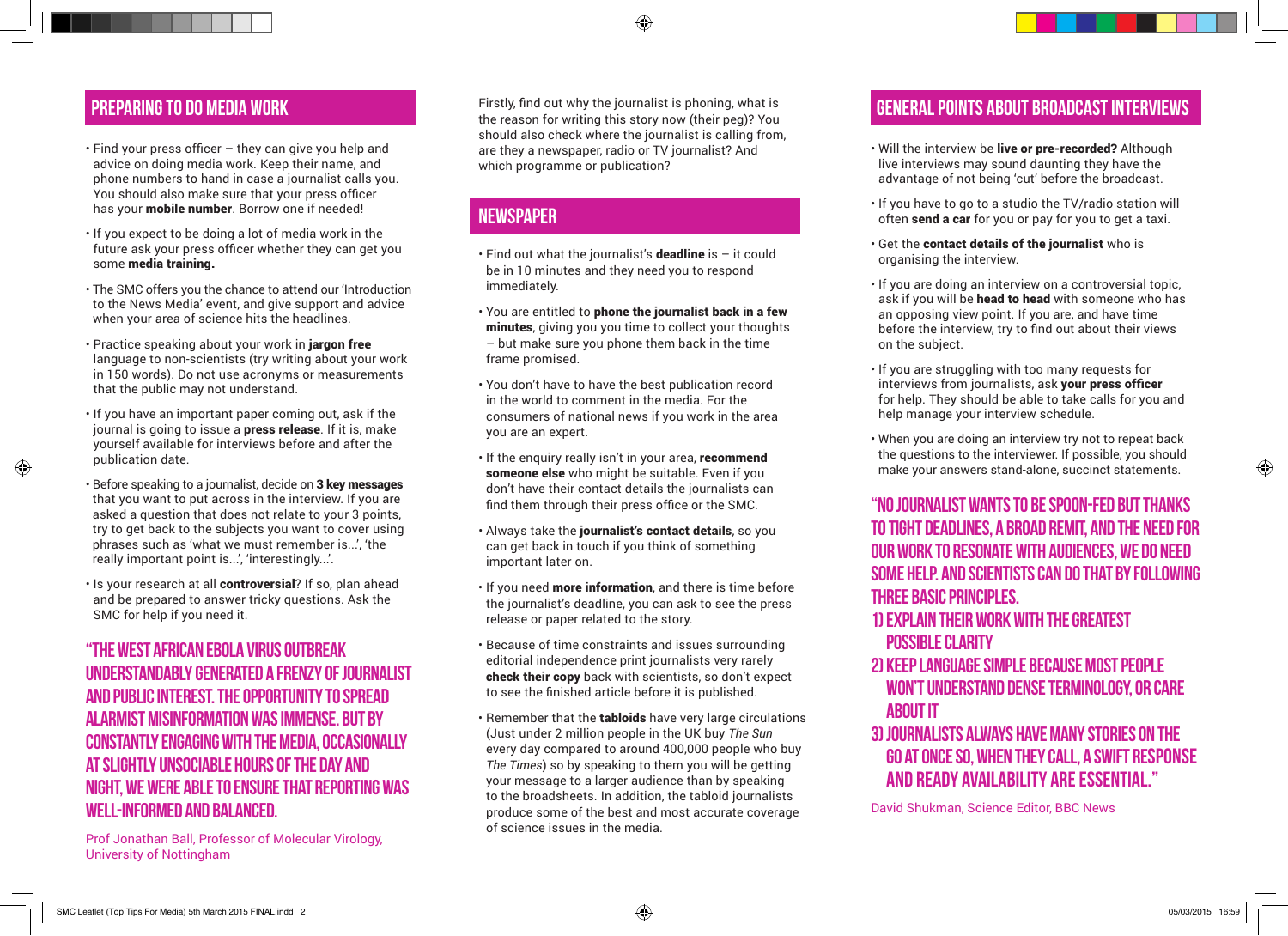## PREPARING TO DO MEDIA WORK

- Find your press officer – they can give you help and advice on doing media work. Keep their name, and phone numbers to hand in case a journalist calls you. You should also make sure that your press officer has your **mobile number**. Borrow one if needed!
- If you expect to be doing a lot of media work in the future ask your press officer whether they can get you some **media training.**
- The SMC offers you the chance to attend our 'Introduction to the News Media' event, and give support and advice when your area of science hits the headlines.
- Practice speaking about your work in **jargon free** language to non-scientists (try writing about your work in 150 words). Do not use acronyms or measurements that the public may not understand.
- If you have an important paper coming out, ask if the journal is going to issue a **press release**. If it is, make yourself available for interviews before and after the publication date.
- Before speaking to a journalist, decide on **3 key messages** that you want to put across in the interview. If you are asked a question that does not relate to your 3 points, try to get back to the subjects you want to cover using phrases such as 'what we must remember is...', 'the really important point is...', 'interestingly...'.
- Is your research at all **controversial**? If so, plan ahead and be prepared to answer tricky questions. Ask the SMC for help if you need it.

**"THE WEST AFRICAN EBOLA VIRUS OUTBREAK UNDERSTANDABLY GENERATED A FRENZY OF JOURNALIST AND PUBLIC INTEREST. THE OPPORTUNITY TO SPREAD ALARMIST MISINFORMATION WAS IMMENSE. BUT BY CONSTANTLY ENGAGING WITH THE MEDIA, OCCASIONALLY AT SLIGHTLY UNSOCIABLE HOURS OF THE DAY AND NIGHT, WE WERE ABLE TO ENSURE THAT REPORTING WAS WELL-INFORMED AND BALANCED.**

Prof Jonathan Ball, Professor of Molecular Virology, University of Nottingham

Firstly, find out why the journalist is phoning, what is the reason for writing this story now (their peg)? You should also check where the journalist is calling from, are they a newspaper, radio or TV journalist? And which programme or publication?

## NEWSPAPER

- Find out what the journalist's **deadline** is – it could be in 10 minutes and they need you to respond immediately.
- You are entitled to **phone the journalist back in a few minutes**, giving you you time to collect your thoughts – but make sure you phone them back in the time frame promised.
- You don't have to have the best publication record in the world to comment in the media. For the consumers of national news if you work in the area you are an expert.
- If the enquiry really isn't in your area, **recommend someone else** who might be suitable. Even if you don't have their contact details the journalists can find them through their press office or the SMC.
- Always take the **journalist's contact details**, so you can get back in touch if you think of something important later on.
- If you need **more information**, and there is time before the journalist's deadline, you can ask to see the press release or paper related to the story.
- Because of time constraints and issues surrounding editorial independence print journalists very rarely **check their copy** back with scientists, so don't expect to see the finished article before it is published.
- Remember that the **tabloids** have very large circulations (Just under 2 million people in the UK buy *The Sun* every day compared to around 400,000 people who buy *The Times*) so by speaking to them you will be getting your message to a larger audience than by speaking to the broadsheets. In addition, the tabloid journalists produce some of the best and most accurate coverage of science issues in the media.

## GENERAL POINTS ABOUT BROADCAST INTERVIEWS

- Will the interview be **live or pre-recorded?** Although live interviews may sound daunting they have the advantage of not being 'cut' before the broadcast.
- If you have to go to a studio the TV/radio station will often **send a car** for you or pay for you to get a taxi.
- Get the **contact details of the journalist** who is organising the interview.
- If you are doing an interview on a controversial topic, ask if you will be **head to head** with someone who has an opposing view point. If you are, and have time before the interview, try to find out about their views on the subject.
- If you are struggling with too many requests for interviews from journalists, ask **your press officer** for help. They should be able to take calls for you and help manage your interview schedule.
- When you are doing an interview try not to repeat back the questions to the interviewer. If possible, you should make your answers stand-alone, succinct statements.

**"NO JOURNALIST WANTS TO BE SPOON-FED BUT THANKS TO TIGHT DEADLINES, A BROAD REMIT, AND THE NEED FOR OUR WORK TO RESONATE WITH AUDIENCES, WE DO NEED SOME HELP. AND SCIENTISTS CAN DO THAT BY FOLLOWING THREE BASIC PRINCIPLES.**

**1) EXPLAIN THEIR WORK WITH THE GREATEST POSSIBLE CLARITY**

**2) KEEP LANGUAGE SIMPLE BECAUSE MOST PEOPLE WON'T UNDERSTAND DENSE TERMINOLOGY, OR CARE ABOUT IT**

**3) JOURNALISTS ALWAYS HAVE MANY STORIES ON THE GO AT ONCE SO, WHEN THEY CALL, A SWIFT RESPONSE AND READY AVAILABILITY ARE ESSENTIAL."**

David Shukman, Science Editor, BBC News